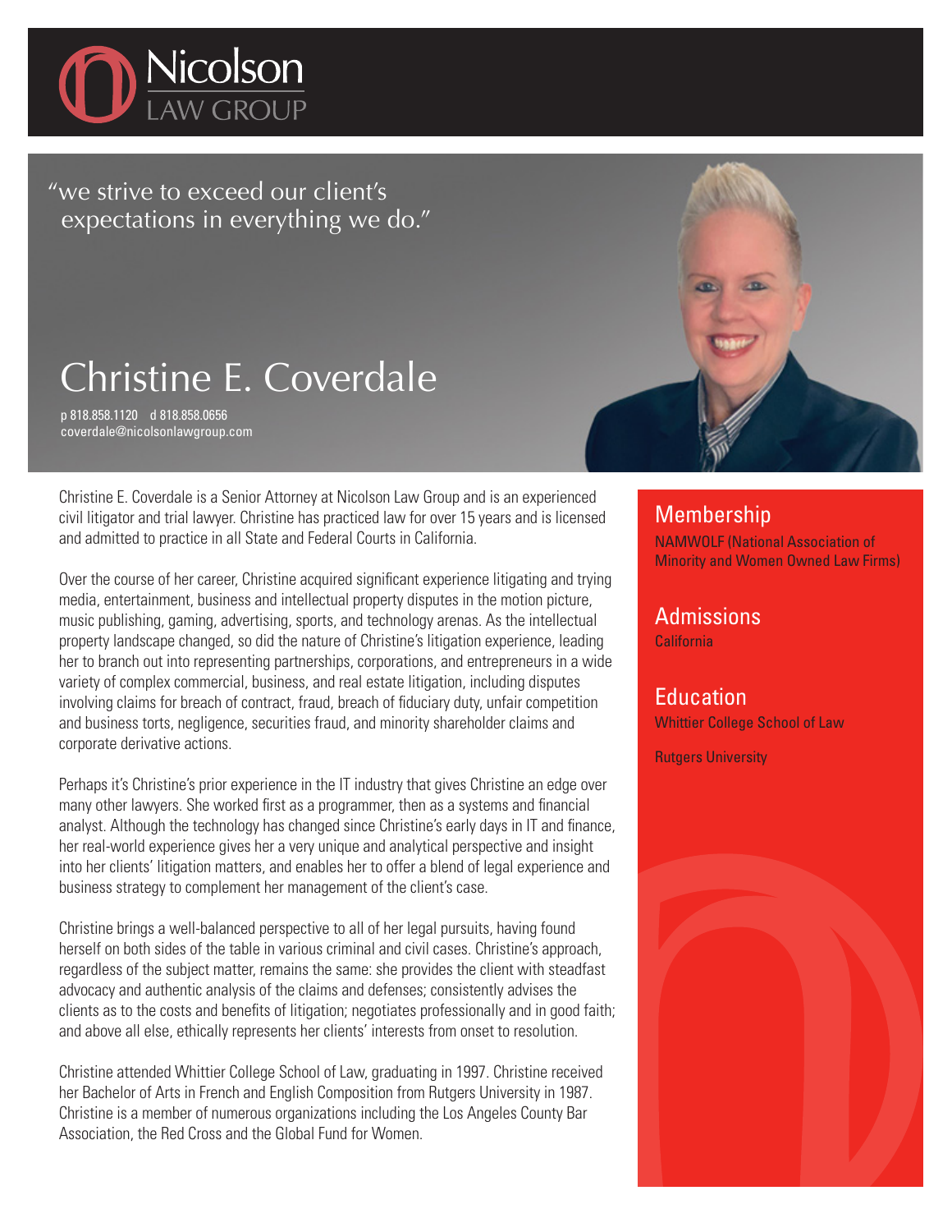# Nicolson LAW GROUP

"we strive to exceed our client's expectations in everything we do."

# Christine E. Coverdale

p 818.858.1120 d 818.858.0656
coverdale@nicolsonlawgroup.com

Christine E. Coverdale is a Senior Attorney at Nicolson Law Group and is an experienced civil litigator and trial lawyer. Christine has practiced law for over 15 years and is licensed and admitted to practice in all State and Federal Courts in California.

Over the course of her career, Christine acquired significant experience litigating and trying media, entertainment, business and intellectual property disputes in the motion picture, music publishing, gaming, advertising, sports, and technology arenas. As the intellectual property landscape changed, so did the nature of Christine's litigation experience, leading her to branch out into representing partnerships, corporations, and entrepreneurs in a wide variety of complex commercial, business, and real estate litigation, including disputes involving claims for breach of contract, fraud, breach of fiduciary duty, unfair competition and business torts, negligence, securities fraud, and minority shareholder claims and corporate derivative actions.

Perhaps it's Christine's prior experience in the IT industry that gives Christine an edge over many other lawyers. She worked first as a programmer, then as a systems and financial analyst. Although the technology has changed since Christine's early days in IT and finance, her real-world experience gives her a very unique and analytical perspective and insight into her clients' litigation matters, and enables her to offer a blend of legal experience and business strategy to complement her management of the client's case.

Christine brings a well-balanced perspective to all of her legal pursuits, having found herself on both sides of the table in various criminal and civil cases. Christine's approach, regardless of the subject matter, remains the same: she provides the client with steadfast advocacy and authentic analysis of the claims and defenses; consistently advises the clients as to the costs and benefits of litigation; negotiates professionally and in good faith; and above all else, ethically represents her clients' interests from onset to resolution.

Christine attended Whittier College School of Law, graduating in 1997. Christine received her Bachelor of Arts in French and English Composition from Rutgers University in 1987. Christine is a member of numerous organizations including the Los Angeles County Bar Association, the Red Cross and the Global Fund for Women.

## Membership

NAMWOLF (National Association of Minority and Women Owned Law Firms)

## Admissions

California

## Education

Whittier College School of Law

Rutgers University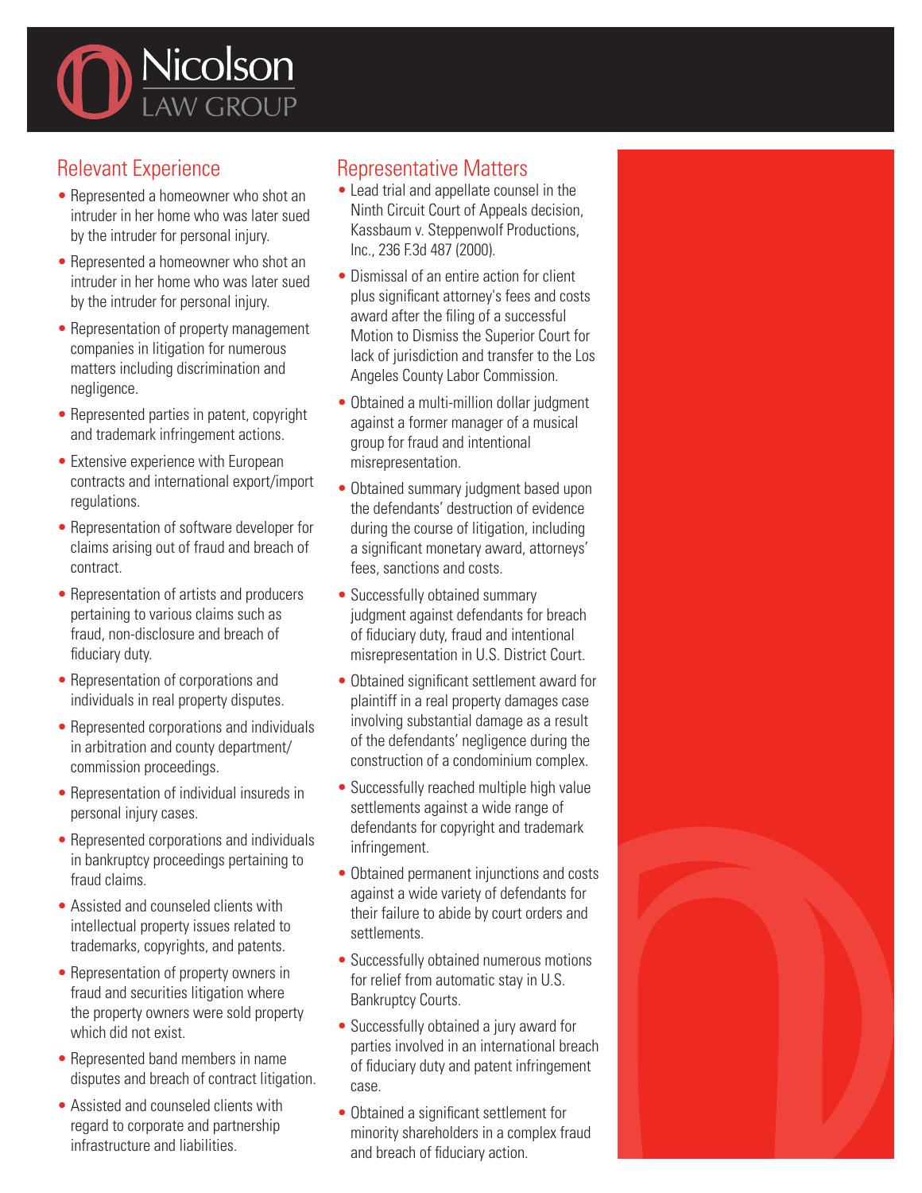## Relevant Experience

- Represented a homeowner who shot an intruder in her home who was later sued by the intruder for personal injury.
- Represented a homeowner who shot an intruder in her home who was later sued by the intruder for personal injury.
- Representation of property management companies in litigation for numerous matters including discrimination and negligence.
- Represented parties in patent, copyright and trademark infringement actions.
- Extensive experience with European contracts and international export/import regulations.
- Representation of software developer for claims arising out of fraud and breach of contract.
- Representation of artists and producers pertaining to various claims such as fraud, non-disclosure and breach of fiduciary duty.
- Representation of corporations and individuals in real property disputes.
- Represented corporations and individuals in arbitration and county department/commission proceedings.
- Representation of individual insureds in personal injury cases.
- Represented corporations and individuals in bankruptcy proceedings pertaining to fraud claims.
- Assisted and counseled clients with intellectual property issues related to trademarks, copyrights, and patents.
- Representation of property owners in fraud and securities litigation where the property owners were sold property which did not exist.
- Represented band members in name disputes and breach of contract litigation.
- Assisted and counseled clients with regard to corporate and partnership infrastructure and liabilities.

## Representative Matters

- Lead trial and appellate counsel in the Ninth Circuit Court of Appeals decision, Kassbaum v. Steppenwolf Productions, Inc., 236 F.3d 487 (2000).
- Dismissal of an entire action for client plus significant attorney's fees and costs award after the filing of a successful Motion to Dismiss the Superior Court for lack of jurisdiction and transfer to the Los Angeles County Labor Commission.
- Obtained a multi-million dollar judgment against a former manager of a musical group for fraud and intentional misrepresentation.
- Obtained summary judgment based upon the defendants' destruction of evidence during the course of litigation, including a significant monetary award, attorneys' fees, sanctions and costs.
- Successfully obtained summary judgment against defendants for breach of fiduciary duty, fraud and intentional misrepresentation in U.S. District Court.
- Obtained significant settlement award for plaintiff in a real property damages case involving substantial damage as a result of the defendants' negligence during the construction of a condominium complex.
- Successfully reached multiple high value settlements against a wide range of defendants for copyright and trademark infringement.
- Obtained permanent injunctions and costs against a wide variety of defendants for their failure to abide by court orders and settlements.
- Successfully obtained numerous motions for relief from automatic stay in U.S. Bankruptcy Courts.
- Successfully obtained a jury award for parties involved in an international breach of fiduciary duty and patent infringement case.
- Obtained a significant settlement for minority shareholders in a complex fraud and breach of fiduciary action.